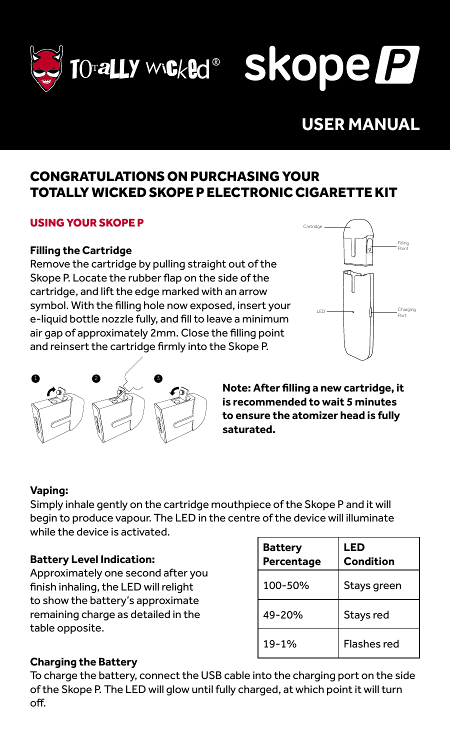# TOTALLY WICKED® skope P

## USER MANUAL

## CONGRATULATIONS ON PURCHASING YOUR TOTALLY WICKED SKOPE P ELECTRONIC CIGARETTE KIT

### USING YOUR SKOPE P

**Filling the Cartridge**

Remove the cartridge by pulling straight out of the Skope P. Locate the rubber flap on the side of the cartridge, and lift the edge marked with an arrow symbol. With the filling hole now exposed, insert your e-liquid bottle nozzle fully, and fill to leave a minimum air gap of approximately 2mm. Close the filling point and reinsert the cartridge firmly into the Skope P.

Cartridge
Filling Point
LED
Charging Port

1 2 3

**Note: After filling a new cartridge, it is recommended to wait 5 minutes to ensure the atomizer head is fully saturated.**

**Vaping:**

Simply inhale gently on the cartridge mouthpiece of the Skope P and it will begin to produce vapour. The LED in the centre of the device will illuminate while the device is activated.

**Battery Level Indication:**

Approximately one second after you finish inhaling, the LED will relight to show the battery's approximate remaining charge as detailed in the table opposite.

| Battery Percentage | LED Condition |
|---|---|
| 100-50% | Stays green |
| 49-20% | Stays red |
| 19-1% | Flashes red |

**Charging the Battery**

To charge the battery, connect the USB cable into the charging port on the side of the Skope P. The LED will glow until fully charged, at which point it will turn off.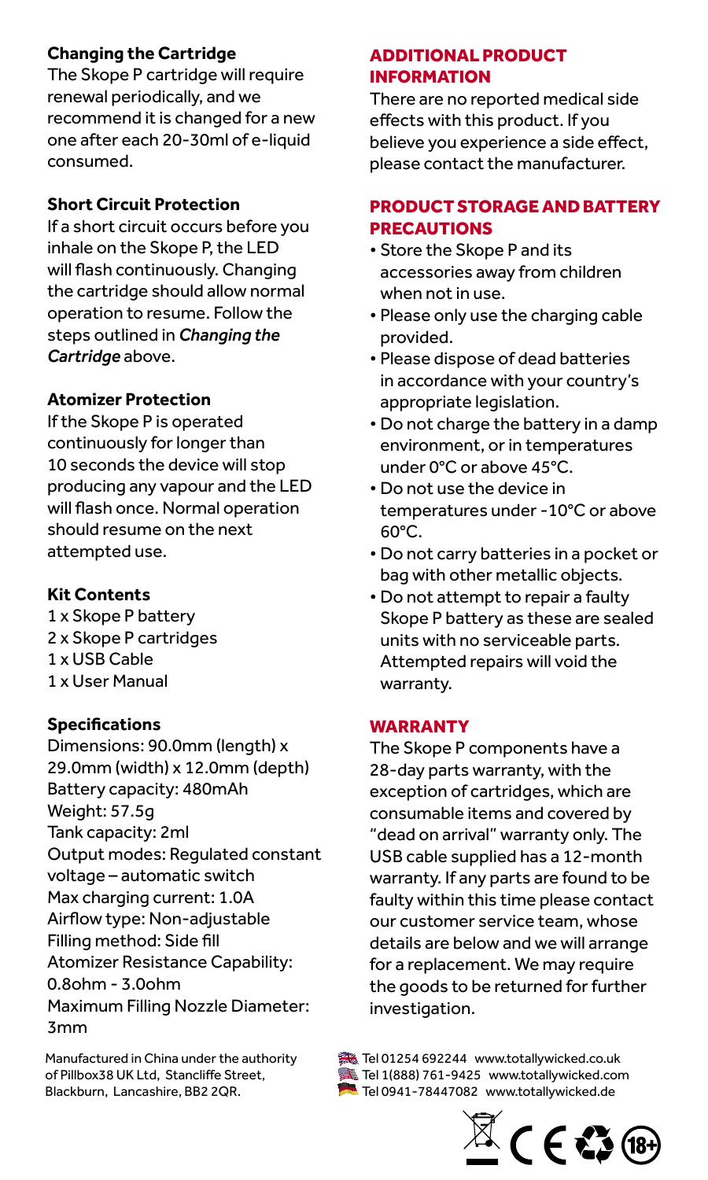### Changing the Cartridge

The Skope P cartridge will require renewal periodically, and we recommend it is changed for a new one after each 20-30ml of e-liquid consumed.

### Short Circuit Protection

If a short circuit occurs before you inhale on the Skope P, the LED will flash continuously. Changing the cartridge should allow normal operation to resume. Follow the steps outlined in *Changing the Cartridge* above.

### Atomizer Protection

If the Skope P is operated continuously for longer than 10 seconds the device will stop producing any vapour and the LED will flash once. Normal operation should resume on the next attempted use.

### Kit Contents

1 x Skope P battery
2 x Skope P cartridges
1 x USB Cable
1 x User Manual

### Specifications

Dimensions: 90.0mm (length) x 29.0mm (width) x 12.0mm (depth)
Battery capacity: 480mAh
Weight: 57.5g
Tank capacity: 2ml
Output modes: Regulated constant voltage – automatic switch
Max charging current: 1.0A
Airflow type: Non-adjustable
Filling method: Side fill
Atomizer Resistance Capability: 0.8ohm - 3.0ohm
Maximum Filling Nozzle Diameter: 3mm

Manufactured in China under the authority of Pillbox38 UK Ltd, Stancliffe Street, Blackburn, Lancashire, BB2 2QR.

## ADDITIONAL PRODUCT INFORMATION

There are no reported medical side effects with this product. If you believe you experience a side effect, please contact the manufacturer.

## PRODUCT STORAGE AND BATTERY PRECAUTIONS

- Store the Skope P and its accessories away from children when not in use.
- Please only use the charging cable provided.
- Please dispose of dead batteries in accordance with your country's appropriate legislation.
- Do not charge the battery in a damp environment, or in temperatures under 0°C or above 45°C.
- Do not use the device in temperatures under -10°C or above 60°C.
- Do not carry batteries in a pocket or bag with other metallic objects.
- Do not attempt to repair a faulty Skope P battery as these are sealed units with no serviceable parts. Attempted repairs will void the warranty.

## WARRANTY

The Skope P components have a 28-day parts warranty, with the exception of cartridges, which are consumable items and covered by "dead on arrival" warranty only. The USB cable supplied has a 12-month warranty. If any parts are found to be faulty within this time please contact our customer service team, whose details are below and we will arrange for a replacement. We may require the goods to be returned for further investigation.

Tel 01254 692244 www.totallywicked.co.uk
Tel 1(888) 761-9425 www.totallywicked.com
Tel 0941-78447082 www.totallywicked.de

18+